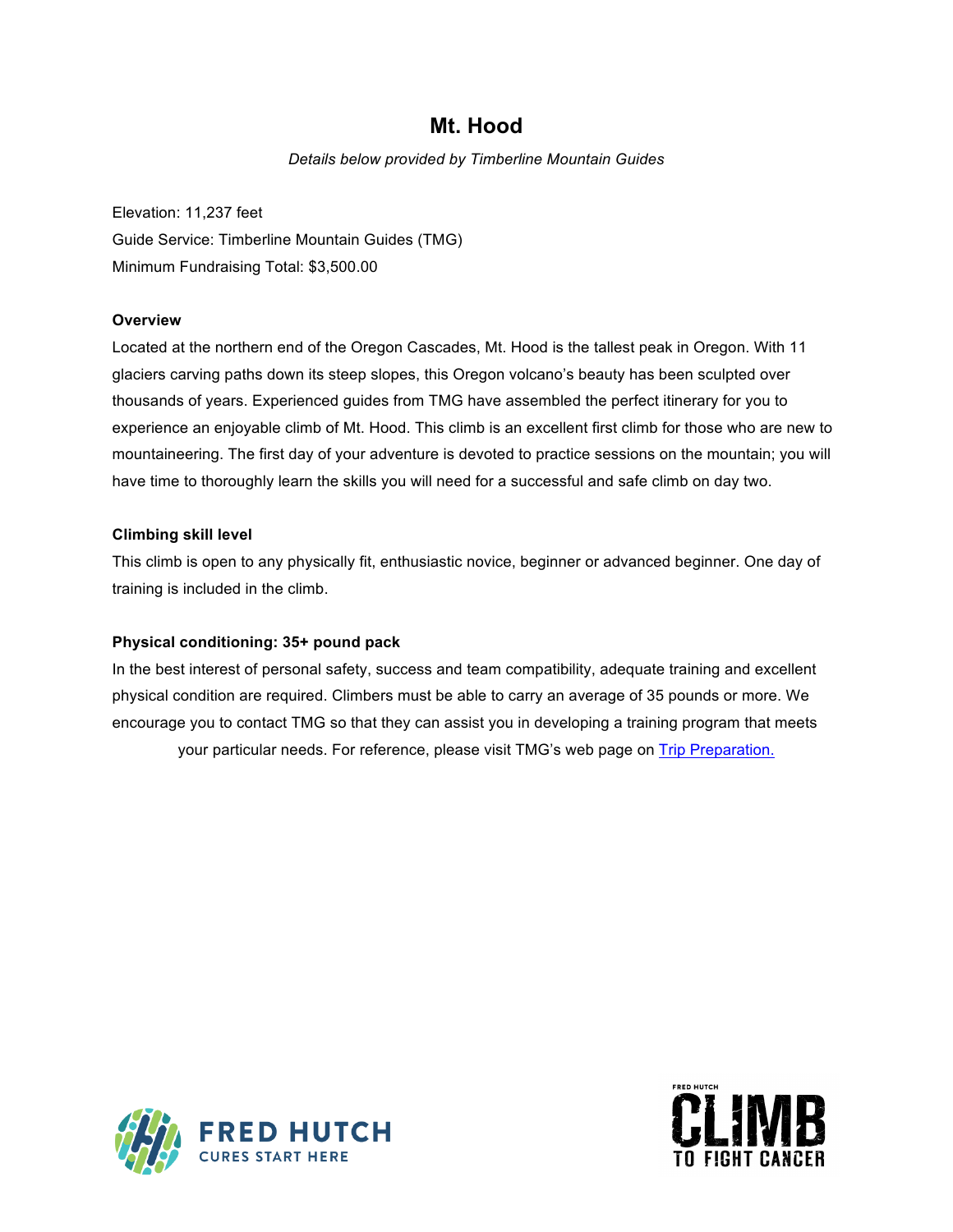# Mt. Hood

*Details below provided by Timberline Mountain Guides*

Elevation: 11,237 feet
Guide Service: Timberline Mountain Guides (TMG)
Minimum Fundraising Total: $3,500.00

**Overview**

Located at the northern end of the Oregon Cascades, Mt. Hood is the tallest peak in Oregon. With 11 glaciers carving paths down its steep slopes, this Oregon volcano's beauty has been sculpted over thousands of years. Experienced guides from TMG have assembled the perfect itinerary for you to experience an enjoyable climb of Mt. Hood. This climb is an excellent first climb for those who are new to mountaineering. The first day of your adventure is devoted to practice sessions on the mountain; you will have time to thoroughly learn the skills you will need for a successful and safe climb on day two.

**Climbing skill level**

This climb is open to any physically fit, enthusiastic novice, beginner or advanced beginner. One day of training is included in the climb.

**Physical conditioning: 35+ pound pack**

In the best interest of personal safety, success and team compatibility, adequate training and excellent physical condition are required. Climbers must be able to carry an average of 35 pounds or more. We encourage you to contact TMG so that they can assist you in developing a training program that meets your particular needs. For reference, please visit TMG's web page on [Trip Preparation.]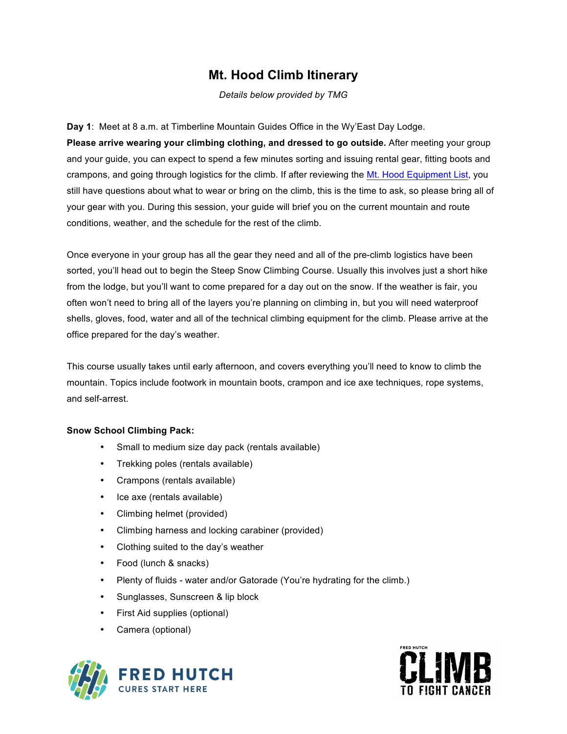# Mt. Hood Climb Itinerary

*Details below provided by TMG*

**Day 1**: Meet at 8 a.m. at Timberline Mountain Guides Office in the Wy'East Day Lodge.

**Please arrive wearing your climbing clothing, and dressed to go outside.** After meeting your group and your guide, you can expect to spend a few minutes sorting and issuing rental gear, fitting boots and crampons, and going through logistics for the climb. If after reviewing the [Mt. Hood Equipment List](), you still have questions about what to wear or bring on the climb, this is the time to ask, so please bring all of your gear with you. During this session, your guide will brief you on the current mountain and route conditions, weather, and the schedule for the rest of the climb.

Once everyone in your group has all the gear they need and all of the pre-climb logistics have been sorted, you'll head out to begin the Steep Snow Climbing Course. Usually this involves just a short hike from the lodge, but you'll want to come prepared for a day out on the snow. If the weather is fair, you often won't need to bring all of the layers you're planning on climbing in, but you will need waterproof shells, gloves, food, water and all of the technical climbing equipment for the climb. Please arrive at the office prepared for the day's weather.

This course usually takes until early afternoon, and covers everything you'll need to know to climb the mountain. Topics include footwork in mountain boots, crampon and ice axe techniques, rope systems, and self-arrest.

**Snow School Climbing Pack:**

- Small to medium size day pack (rentals available)
- Trekking poles (rentals available)
- Crampons (rentals available)
- Ice axe (rentals available)
- Climbing helmet (provided)
- Climbing harness and locking carabiner (provided)
- Clothing suited to the day's weather
- Food (lunch & snacks)
- Plenty of fluids - water and/or Gatorade (You're hydrating for the climb.)
- Sunglasses, Sunscreen & lip block
- First Aid supplies (optional)
- Camera (optional)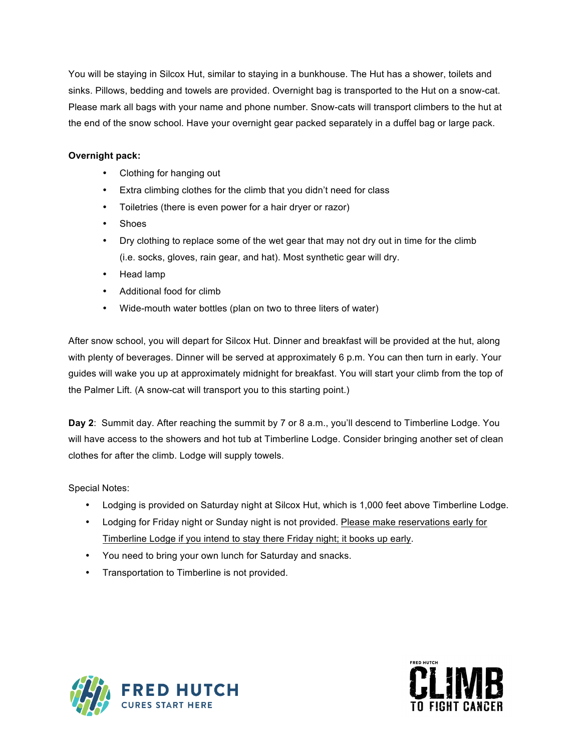You will be staying in Silcox Hut, similar to staying in a bunkhouse. The Hut has a shower, toilets and sinks. Pillows, bedding and towels are provided. Overnight bag is transported to the Hut on a snow-cat. Please mark all bags with your name and phone number. Snow-cats will transport climbers to the hut at the end of the snow school. Have your overnight gear packed separately in a duffel bag or large pack.

**Overnight pack:**

- Clothing for hanging out
- Extra climbing clothes for the climb that you didn't need for class
- Toiletries (there is even power for a hair dryer or razor)
- Shoes
- Dry clothing to replace some of the wet gear that may not dry out in time for the climb (i.e. socks, gloves, rain gear, and hat). Most synthetic gear will dry.
- Head lamp
- Additional food for climb
- Wide-mouth water bottles (plan on two to three liters of water)

After snow school, you will depart for Silcox Hut. Dinner and breakfast will be provided at the hut, along with plenty of beverages. Dinner will be served at approximately 6 p.m. You can then turn in early. Your guides will wake you up at approximately midnight for breakfast. You will start your climb from the top of the Palmer Lift. (A snow-cat will transport you to this starting point.)

**Day 2**: Summit day. After reaching the summit by 7 or 8 a.m., you'll descend to Timberline Lodge. You will have access to the showers and hot tub at Timberline Lodge. Consider bringing another set of clean clothes for after the climb. Lodge will supply towels.

Special Notes:

- Lodging is provided on Saturday night at Silcox Hut, which is 1,000 feet above Timberline Lodge.
- Lodging for Friday night or Sunday night is not provided. Please make reservations early for Timberline Lodge if you intend to stay there Friday night; it books up early.
- You need to bring your own lunch for Saturday and snacks.
- Transportation to Timberline is not provided.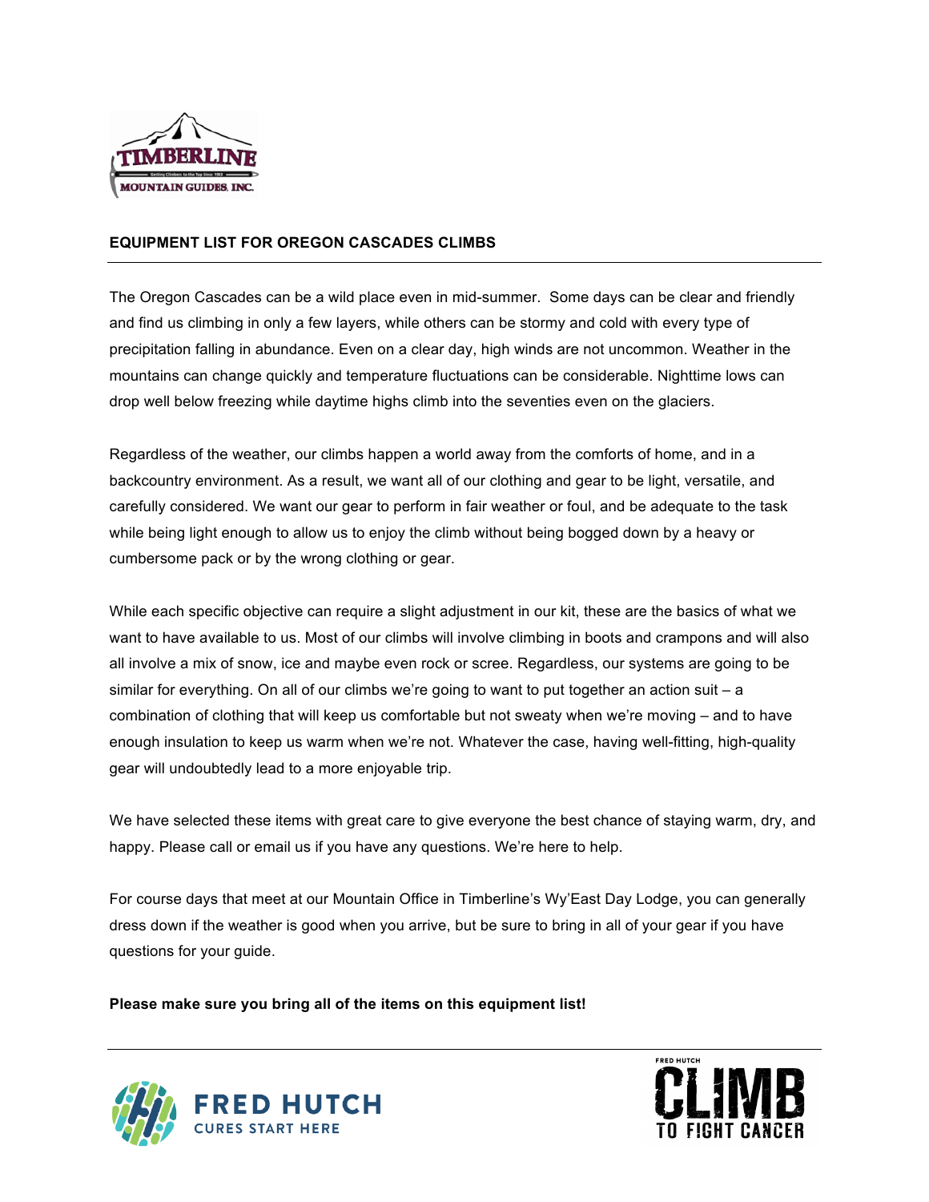## EQUIPMENT LIST FOR OREGON CASCADES CLIMBS

The Oregon Cascades can be a wild place even in mid-summer. Some days can be clear and friendly and find us climbing in only a few layers, while others can be stormy and cold with every type of precipitation falling in abundance. Even on a clear day, high winds are not uncommon. Weather in the mountains can change quickly and temperature fluctuations can be considerable. Nighttime lows can drop well below freezing while daytime highs climb into the seventies even on the glaciers.

Regardless of the weather, our climbs happen a world away from the comforts of home, and in a backcountry environment. As a result, we want all of our clothing and gear to be light, versatile, and carefully considered. We want our gear to perform in fair weather or foul, and be adequate to the task while being light enough to allow us to enjoy the climb without being bogged down by a heavy or cumbersome pack or by the wrong clothing or gear.

While each specific objective can require a slight adjustment in our kit, these are the basics of what we want to have available to us. Most of our climbs will involve climbing in boots and crampons and will also all involve a mix of snow, ice and maybe even rock or scree. Regardless, our systems are going to be similar for everything. On all of our climbs we're going to want to put together an action suit – a combination of clothing that will keep us comfortable but not sweaty when we're moving – and to have enough insulation to keep us warm when we're not. Whatever the case, having well-fitting, high-quality gear will undoubtedly lead to a more enjoyable trip.

We have selected these items with great care to give everyone the best chance of staying warm, dry, and happy. Please call or email us if you have any questions. We're here to help.

For course days that meet at our Mountain Office in Timberline's Wy'East Day Lodge, you can generally dress down if the weather is good when you arrive, but be sure to bring in all of your gear if you have questions for your guide.

**Please make sure you bring all of the items on this equipment list!**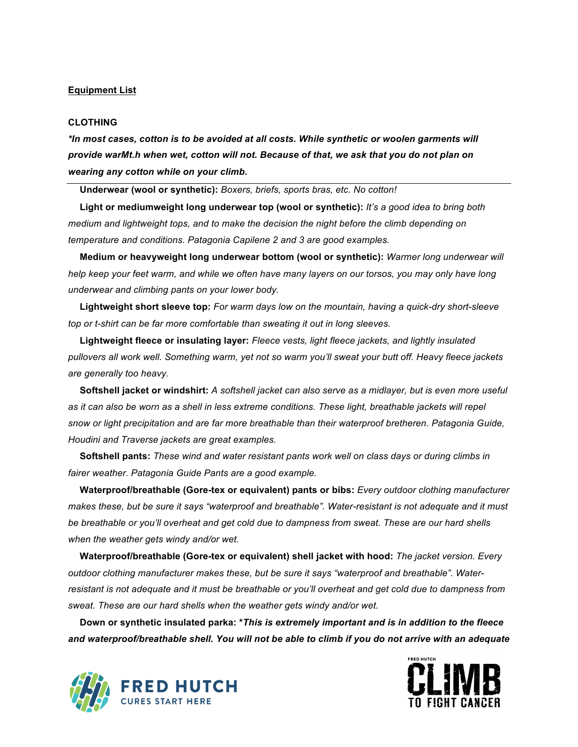<u>**Equipment List**</u>

**CLOTHING**

***In most cases, cotton is to be avoided at all costs. While synthetic or woolen garments will provide warMt.h when wet, cotton will not. Because of that, we ask that you do not plan on wearing any cotton while on your climb.***

---

**Underwear (wool or synthetic):** *Boxers, briefs, sports bras, etc. No cotton!*

**Light or mediumweight long underwear top (wool or synthetic):** *It's a good idea to bring both medium and lightweight tops, and to make the decision the night before the climb depending on temperature and conditions. Patagonia Capilene 2 and 3 are good examples.*

**Medium or heavyweight long underwear bottom (wool or synthetic):** *Warmer long underwear will help keep your feet warm, and while we often have many layers on our torsos, you may only have long underwear and climbing pants on your lower body.*

**Lightweight short sleeve top:** *For warm days low on the mountain, having a quick-dry short-sleeve top or t-shirt can be far more comfortable than sweating it out in long sleeves.*

**Lightweight fleece or insulating layer:** *Fleece vests, light fleece jackets, and lightly insulated pullovers all work well. Something warm, yet not so warm you'll sweat your butt off. Heavy fleece jackets are generally too heavy.*

**Softshell jacket or windshirt:** *A softshell jacket can also serve as a midlayer, but is even more useful as it can also be worn as a shell in less extreme conditions. These light, breathable jackets will repel snow or light precipitation and are far more breathable than their waterproof bretheren. Patagonia Guide, Houdini and Traverse jackets are great examples.*

**Softshell pants:** *These wind and water resistant pants work well on class days or during climbs in fairer weather. Patagonia Guide Pants are a good example.*

**Waterproof/breathable (Gore-tex or equivalent) pants or bibs:** *Every outdoor clothing manufacturer makes these, but be sure it says "waterproof and breathable". Water-resistant is not adequate and it must be breathable or you'll overheat and get cold due to dampness from sweat. These are our hard shells when the weather gets windy and/or wet.*

**Waterproof/breathable (Gore-tex or equivalent) shell jacket with hood:** *The jacket version. Every outdoor clothing manufacturer makes these, but be sure it says "waterproof and breathable". Water-resistant is not adequate and it must be breathable or you'll overheat and get cold due to dampness from sweat. These are our hard shells when the weather gets windy and/or wet.*

**Down or synthetic insulated parka:** ****This is extremely important and is in addition to the fleece and waterproof/breathable shell. You will not be able to climb if you do not arrive with an adequate***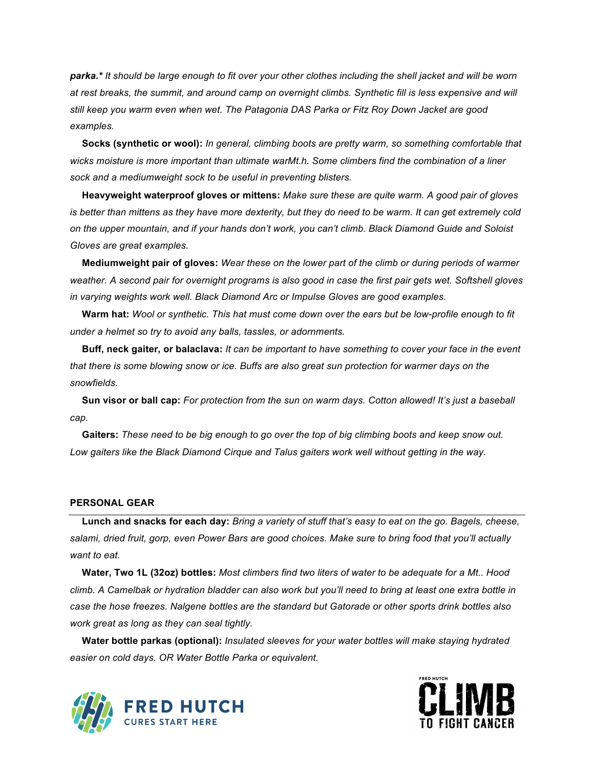***parka.**** *It should be large enough to fit over your other clothes including the shell jacket and will be worn at rest breaks, the summit, and around camp on overnight climbs. Synthetic fill is less expensive and will still keep you warm even when wet. The Patagonia DAS Parka or Fitz Roy Down Jacket are good examples.*

**Socks (synthetic or wool):** *In general, climbing boots are pretty warm, so something comfortable that wicks moisture is more important than ultimate warMt.h. Some climbers find the combination of a liner sock and a mediumweight sock to be useful in preventing blisters.*

**Heavyweight waterproof gloves or mittens:** *Make sure these are quite warm. A good pair of gloves is better than mittens as they have more dexterity, but they do need to be warm. It can get extremely cold on the upper mountain, and if your hands don't work, you can't climb. Black Diamond Guide and Soloist Gloves are great examples.*

**Mediumweight pair of gloves:** *Wear these on the lower part of the climb or during periods of warmer weather. A second pair for overnight programs is also good in case the first pair gets wet. Softshell gloves in varying weights work well. Black Diamond Arc or Impulse Gloves are good examples.*

**Warm hat:** *Wool or synthetic. This hat must come down over the ears but be low-profile enough to fit under a helmet so try to avoid any balls, tassles, or adornments.*

**Buff, neck gaiter, or balaclava:** *It can be important to have something to cover your face in the event that there is some blowing snow or ice. Buffs are also great sun protection for warmer days on the snowfields.*

**Sun visor or ball cap:** *For protection from the sun on warm days. Cotton allowed! It's just a baseball cap.*

**Gaiters:** *These need to be big enough to go over the top of big climbing boots and keep snow out. Low gaiters like the Black Diamond Cirque and Talus gaiters work well without getting in the way.*

## PERSONAL GEAR

**Lunch and snacks for each day:** *Bring a variety of stuff that's easy to eat on the go. Bagels, cheese, salami, dried fruit, gorp, even Power Bars are good choices. Make sure to bring food that you'll actually want to eat.*

**Water, Two 1L (32oz) bottles:** *Most climbers find two liters of water to be adequate for a Mt.. Hood climb. A Camelbak or hydration bladder can also work but you'll need to bring at least one extra bottle in case the hose freezes. Nalgene bottles are the standard but Gatorade or other sports drink bottles also work great as long as they can seal tightly.*

**Water bottle parkas (optional):** *Insulated sleeves for your water bottles will make staying hydrated easier on cold days. OR Water Bottle Parka or equivalent.*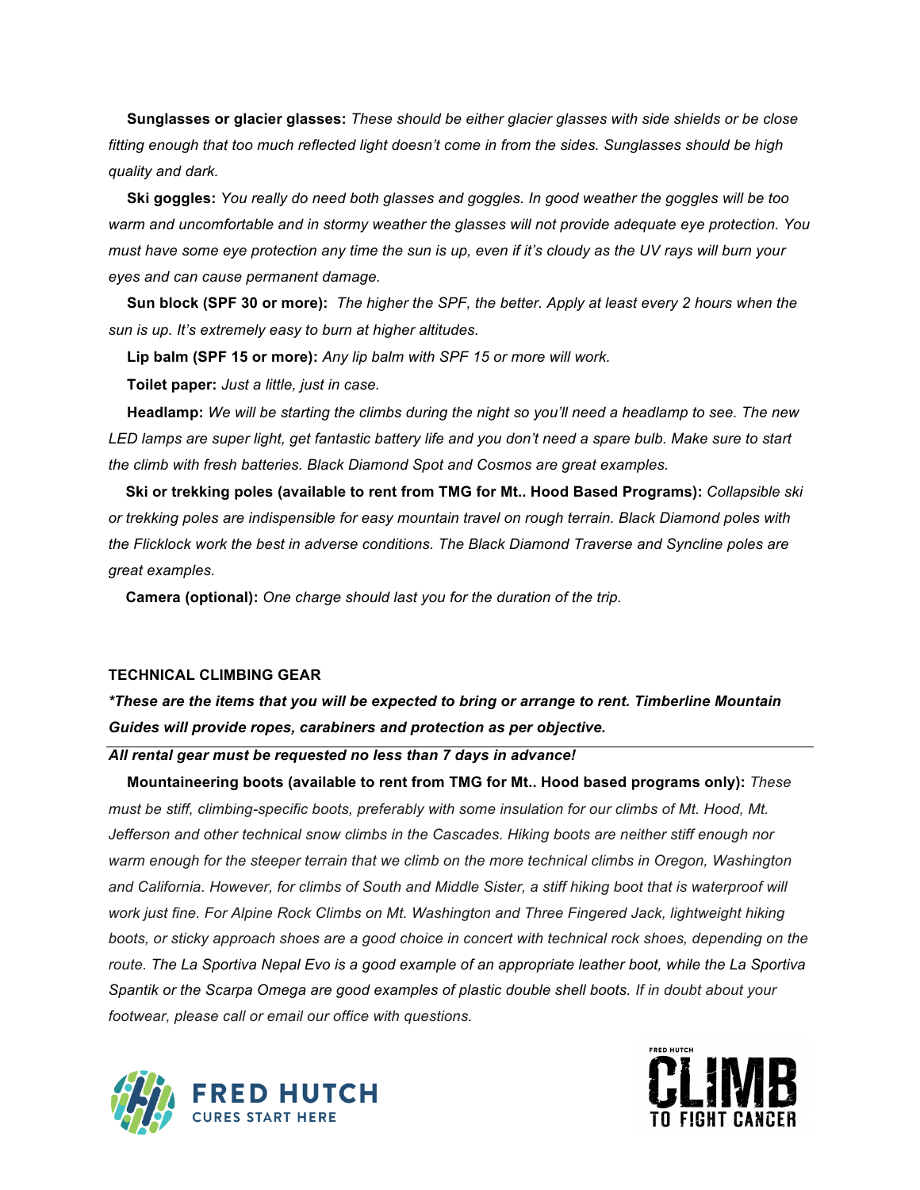**Sunglasses or glacier glasses:** *These should be either glacier glasses with side shields or be close fitting enough that too much reflected light doesn't come in from the sides. Sunglasses should be high quality and dark.*

**Ski goggles:** *You really do need both glasses and goggles. In good weather the goggles will be too warm and uncomfortable and in stormy weather the glasses will not provide adequate eye protection. You must have some eye protection any time the sun is up, even if it's cloudy as the UV rays will burn your eyes and can cause permanent damage.*

**Sun block (SPF 30 or more):** *The higher the SPF, the better. Apply at least every 2 hours when the sun is up. It's extremely easy to burn at higher altitudes.*

**Lip balm (SPF 15 or more):** *Any lip balm with SPF 15 or more will work.*

**Toilet paper:** *Just a little, just in case.*

**Headlamp:** *We will be starting the climbs during the night so you'll need a headlamp to see. The new LED lamps are super light, get fantastic battery life and you don't need a spare bulb. Make sure to start the climb with fresh batteries. Black Diamond Spot and Cosmos are great examples.*

**Ski or trekking poles (available to rent from TMG for Mt.. Hood Based Programs):** *Collapsible ski or trekking poles are indispensible for easy mountain travel on rough terrain. Black Diamond poles with the Flicklock work the best in adverse conditions. The Black Diamond Traverse and Syncline poles are great examples.*

**Camera (optional):** *One charge should last you for the duration of the trip.*

## TECHNICAL CLIMBING GEAR

***These are the items that you will be expected to bring or arrange to rent. Timberline Mountain Guides will provide ropes, carabiners and protection as per objective.***

***All rental gear must be requested no less than 7 days in advance!***

**Mountaineering boots (available to rent from TMG for Mt.. Hood based programs only):** *These must be stiff, climbing-specific boots, preferably with some insulation for our climbs of Mt. Hood, Mt. Jefferson and other technical snow climbs in the Cascades. Hiking boots are neither stiff enough nor warm enough for the steeper terrain that we climb on the more technical climbs in Oregon, Washington and California. However, for climbs of South and Middle Sister, a stiff hiking boot that is waterproof will work just fine. For Alpine Rock Climbs on Mt. Washington and Three Fingered Jack, lightweight hiking boots, or sticky approach shoes are a good choice in concert with technical rock shoes, depending on the route. The La Sportiva Nepal Evo is a good example of an appropriate leather boot, while the La Sportiva Spantik or the Scarpa Omega are good examples of plastic double shell boots. If in doubt about your footwear, please call or email our office with questions.*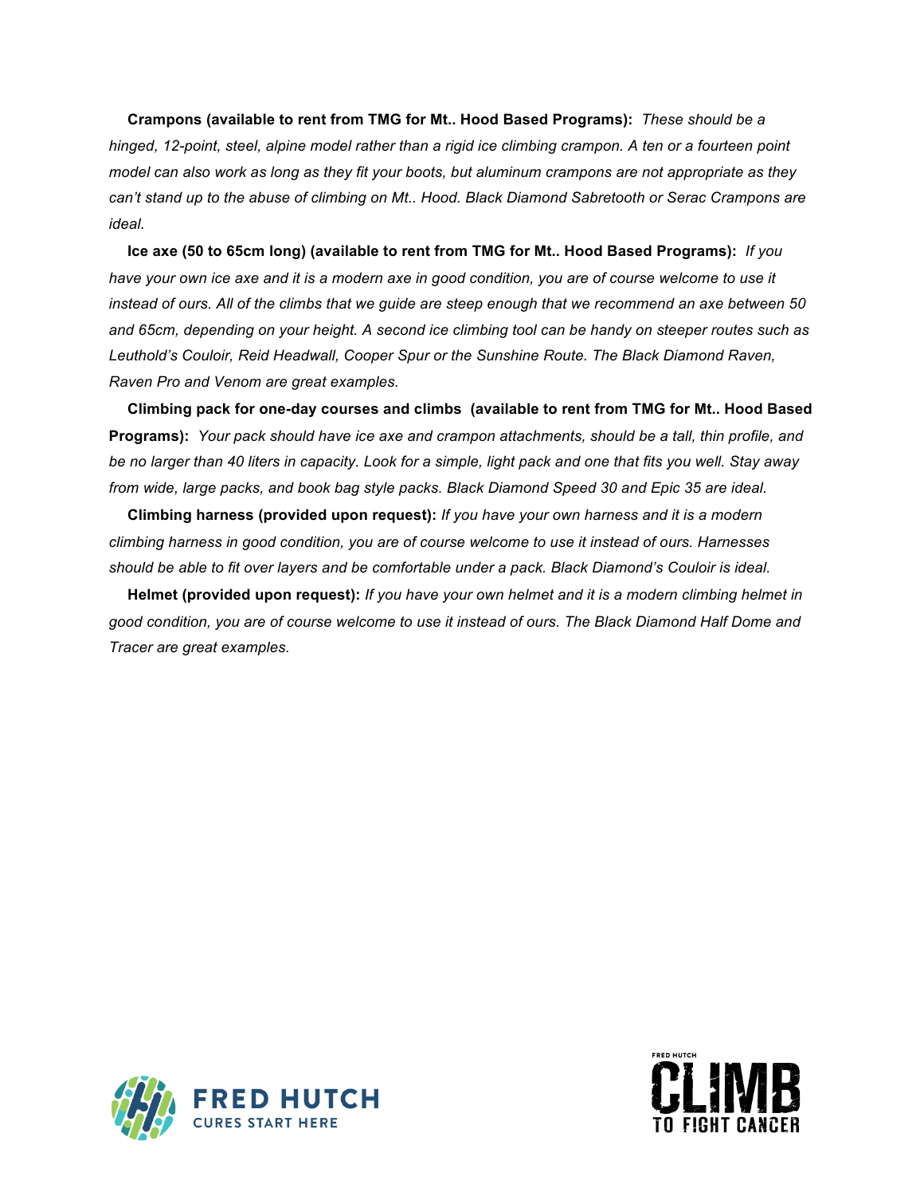**Crampons (available to rent from TMG for Mt.. Hood Based Programs):** *These should be a hinged, 12-point, steel, alpine model rather than a rigid ice climbing crampon. A ten or a fourteen point model can also work as long as they fit your boots, but aluminum crampons are not appropriate as they can't stand up to the abuse of climbing on Mt.. Hood. Black Diamond Sabretooth or Serac Crampons are ideal.*

**Ice axe (50 to 65cm long) (available to rent from TMG for Mt.. Hood Based Programs):** *If you have your own ice axe and it is a modern axe in good condition, you are of course welcome to use it instead of ours. All of the climbs that we guide are steep enough that we recommend an axe between 50 and 65cm, depending on your height. A second ice climbing tool can be handy on steeper routes such as Leuthold's Couloir, Reid Headwall, Cooper Spur or the Sunshine Route. The Black Diamond Raven, Raven Pro and Venom are great examples.*

**Climbing pack for one-day courses and climbs (available to rent from TMG for Mt.. Hood Based Programs):** *Your pack should have ice axe and crampon attachments, should be a tall, thin profile, and be no larger than 40 liters in capacity. Look for a simple, light pack and one that fits you well. Stay away from wide, large packs, and book bag style packs. Black Diamond Speed 30 and Epic 35 are ideal.*

**Climbing harness (provided upon request):** *If you have your own harness and it is a modern climbing harness in good condition, you are of course welcome to use it instead of ours. Harnesses should be able to fit over layers and be comfortable under a pack. Black Diamond's Couloir is ideal.*

**Helmet (provided upon request):** *If you have your own helmet and it is a modern climbing helmet in good condition, you are of course welcome to use it instead of ours. The Black Diamond Half Dome and Tracer are great examples.*